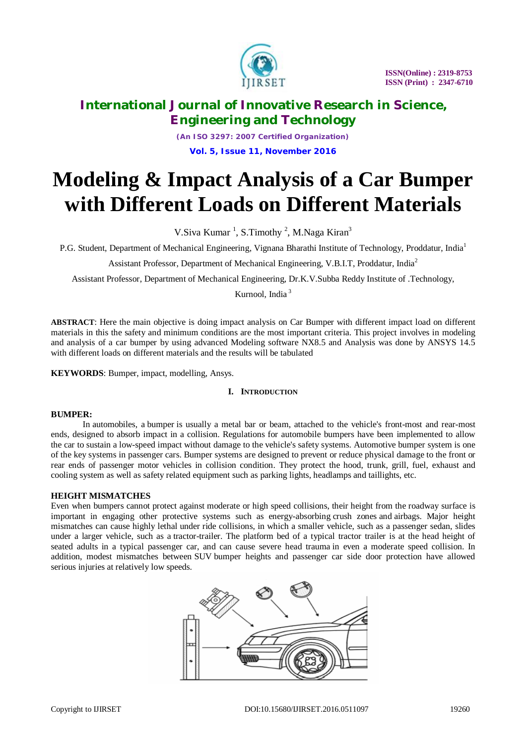# Modeling & Impact Analysis of a Car Bumper with Different Loads on Different Materials

V.Siva Kumar [1], S.Timothy [2], M.Naga Kiran[3]

P.G. Student, Department of Mechanical Engineering, Vignana Bharathi Institute of Technology, Proddatur, India[1]

Assistant Professor, Department of Mechanical Engineering, V.B.I.T, Proddatur, India[2]

Assistant Professor, Department of Mechanical Engineering, Dr.K.V.Subba Reddy Institute of .Technology, Kurnool, India [3]

**ABSTRACT**: Here the main objective is doing impact analysis on Car Bumper with different impact load on different materials in this the safety and minimum conditions are the most important criteria. This project involves in modeling and analysis of a car bumper by using advanced Modeling software NX8.5 and Analysis was done by ANSYS 14.5 with different loads on different materials and the results will be tabulated

**KEYWORDS**: Bumper, impact, modelling, Ansys.

## I. INTRODUCTION

### BUMPER:

In automobiles, a bumper is usually a metal bar or beam, attached to the vehicle's front-most and rear-most ends, designed to absorb impact in a collision. Regulations for automobile bumpers have been implemented to allow the car to sustain a low-speed impact without damage to the vehicle's safety systems. Automotive bumper system is one of the key systems in passenger cars. Bumper systems are designed to prevent or reduce physical damage to the front or rear ends of passenger motor vehicles in collision condition. They protect the hood, trunk, grill, fuel, exhaust and cooling system as well as safety related equipment such as parking lights, headlamps and taillights, etc.

### HEIGHT MISMATCHES

Even when bumpers cannot protect against moderate or high speed collisions, their height from the roadway surface is important in engaging other protective systems such as energy-absorbing crush zones and airbags. Major height mismatches can cause highly lethal under ride collisions, in which a smaller vehicle, such as a passenger sedan, slides under a larger vehicle, such as a tractor-trailer. The platform bed of a typical tractor trailer is at the head height of seated adults in a typical passenger car, and can cause severe head trauma in even a moderate speed collision. In addition, modest mismatches between SUV bumper heights and passenger car side door protection have allowed serious injuries at relatively low speeds.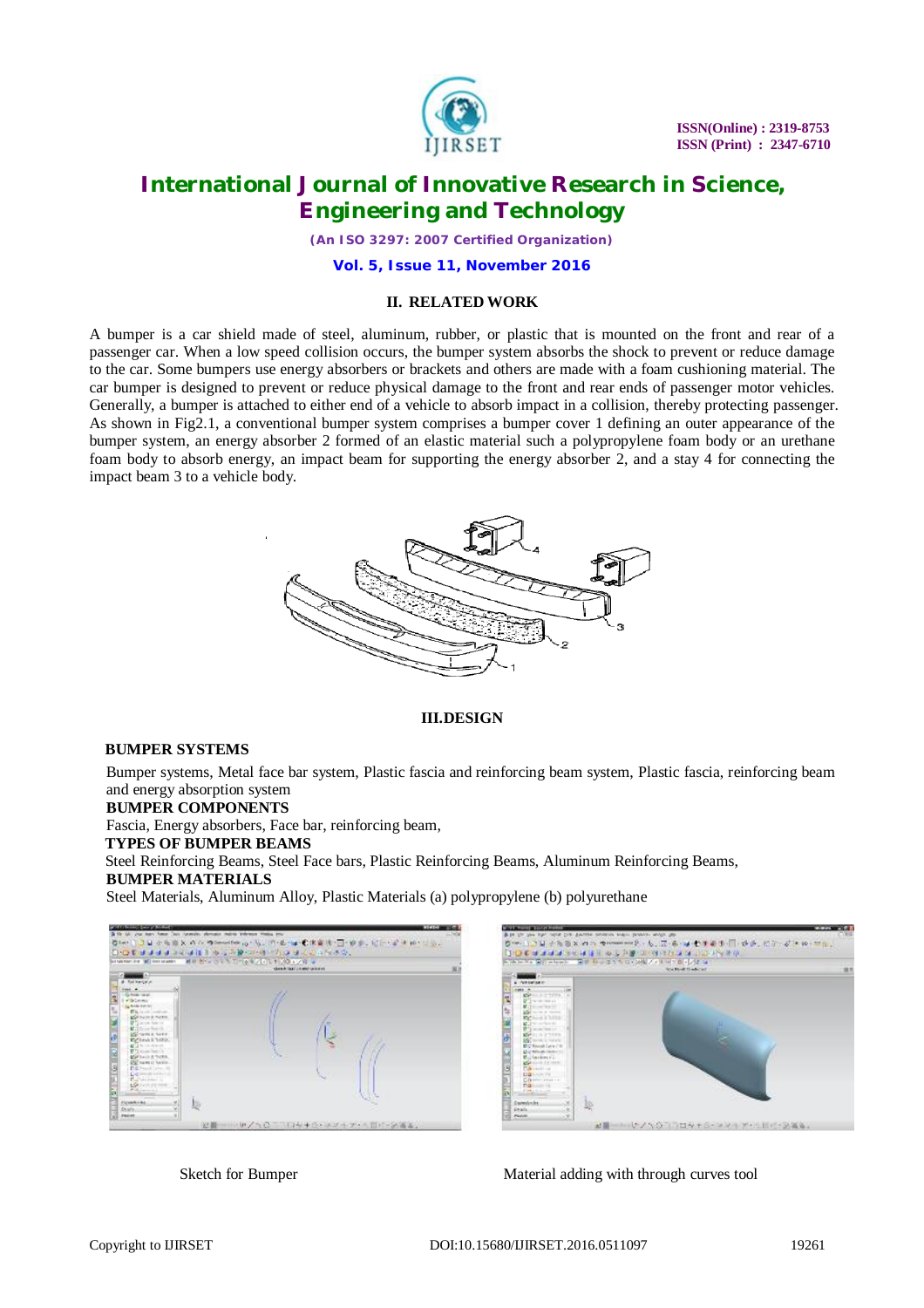## II. RELATED WORK

A bumper is a car shield made of steel, aluminum, rubber, or plastic that is mounted on the front and rear of a passenger car. When a low speed collision occurs, the bumper system absorbs the shock to prevent or reduce damage to the car. Some bumpers use energy absorbers or brackets and others are made with a foam cushioning material. The car bumper is designed to prevent or reduce physical damage to the front and rear ends of passenger motor vehicles. Generally, a bumper is attached to either end of a vehicle to absorb impact in a collision, thereby protecting passenger. As shown in Fig2.1, a conventional bumper system comprises a bumper cover 1 defining an outer appearance of the bumper system, an energy absorber 2 formed of an elastic material such a polypropylene foam body or an urethane foam body to absorb energy, an impact beam for supporting the energy absorber 2, and a stay 4 for connecting the impact beam 3 to a vehicle body.

## III.DESIGN

**BUMPER SYSTEMS**

Bumper systems, Metal face bar system, Plastic fascia and reinforcing beam system, Plastic fascia, reinforcing beam and energy absorption system

**BUMPER COMPONENTS**

Fascia, Energy absorbers, Face bar, reinforcing beam,

**TYPES OF BUMPER BEAMS**

Steel Reinforcing Beams, Steel Face bars, Plastic Reinforcing Beams, Aluminum Reinforcing Beams,

**BUMPER MATERIALS**

Steel Materials, Aluminum Alloy, Plastic Materials (a) polypropylene (b) polyurethane

Sketch for Bumper

Material adding with through curves tool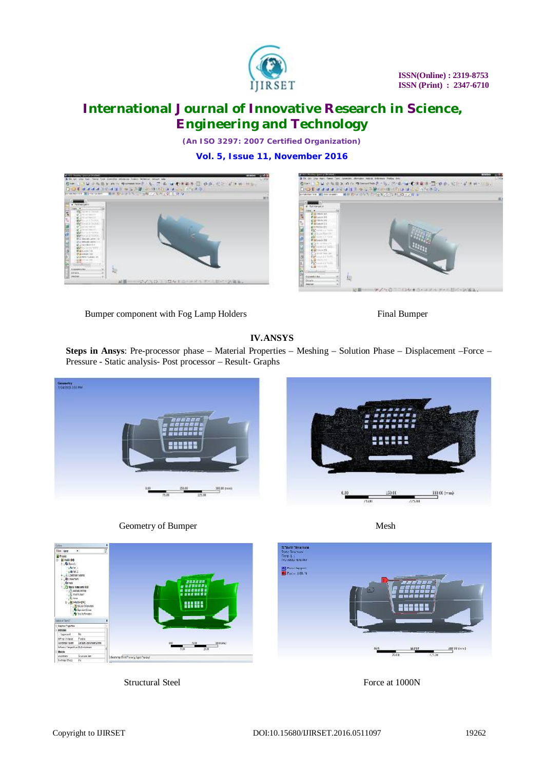Bumper component with Fog Lamp Holders

Final Bumper

## IV.ANSYS

**Steps in Ansys**: Pre-processor phase – Material Properties – Meshing – Solution Phase – Displacement –Force – Pressure - Static analysis- Post processor – Result- Graphs

Geometry of Bumper

Mesh

Structural Steel

Force at 1000N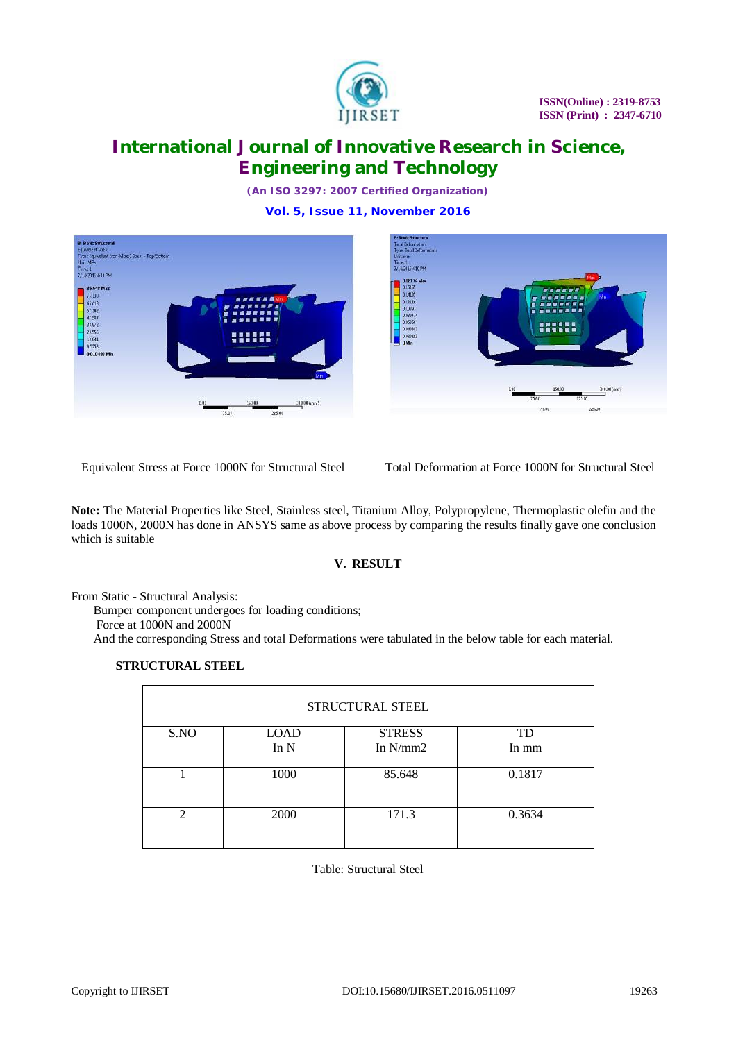Equivalent Stress at Force 1000N for Structural Steel

Total Deformation at Force 1000N for Structural Steel

**Note:** The Material Properties like Steel, Stainless steel, Titanium Alloy, Polypropylene, Thermoplastic olefin and the loads 1000N, 2000N has done in ANSYS same as above process by comparing the results finally gave one conclusion which is suitable

## V. RESULT

From Static - Structural Analysis:

Bumper component undergoes for loading conditions;

Force at 1000N and 2000N

And the corresponding Stress and total Deformations were tabulated in the below table for each material.

**STRUCTURAL STEEL**

| STRUCTURAL STEEL | | | |
|---|---|---|---|
| S.NO | LOAD In N | STRESS In N/mm2 | TD In mm |
| 1 | 1000 | 85.648 | 0.1817 |
| 2 | 2000 | 171.3 | 0.3634 |

Table: Structural Steel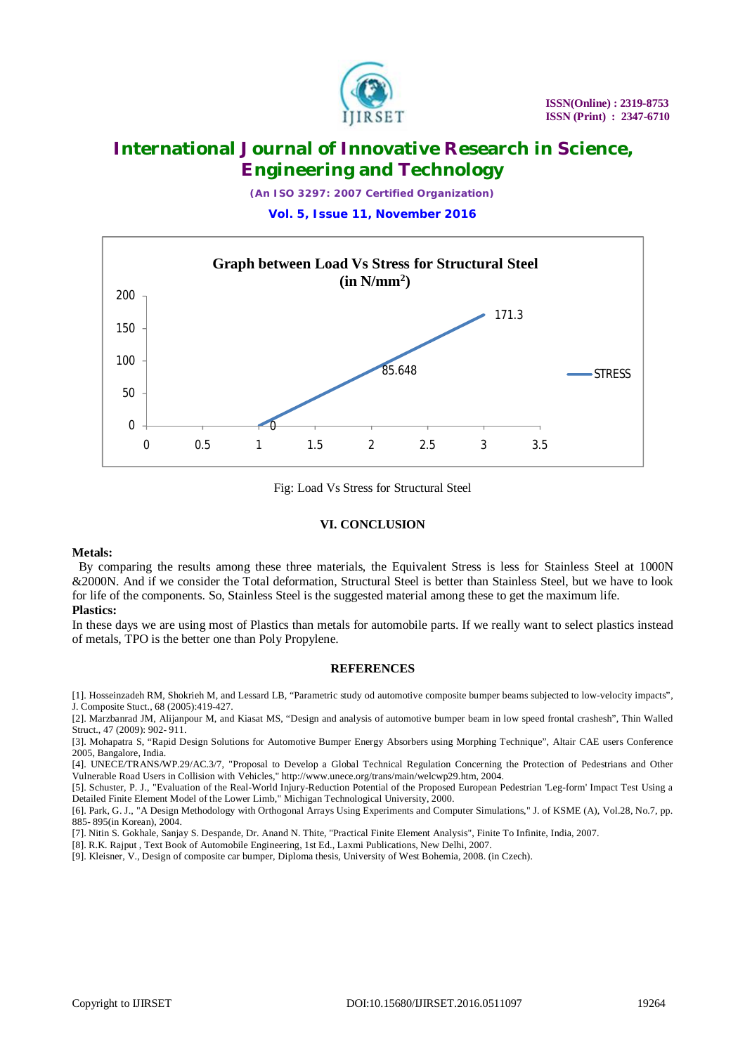Graph between Load Vs Stress for Structural Steel (in N/mm²)

200
150
100
50
0

0 0.5 1 1.5 2 2.5 3 3.5

171.3
85.648
0

STRESS

Fig: Load Vs Stress for Structural Steel

## VI. CONCLUSION

**Metals:**

By comparing the results among these three materials, the Equivalent Stress is less for Stainless Steel at 1000N &2000N. And if we consider the Total deformation, Structural Steel is better than Stainless Steel, but we have to look for life of the components. So, Stainless Steel is the suggested material among these to get the maximum life.

**Plastics:**

In these days we are using most of Plastics than metals for automobile parts. If we really want to select plastics instead of metals, TPO is the better one than Poly Propylene.

## REFERENCES

[1]. Hosseinzadeh RM, Shokrieh M, and Lessard LB, "Parametric study od automotive composite bumper beams subjected to low-velocity impacts", J. Composite Stuct., 68 (2005):419-427.

[2]. Marzbanrad JM, Alijanpour M, and Kiasat MS, "Design and analysis of automotive bumper beam in low speed frontal crashesh", Thin Walled Struct., 47 (2009): 902- 911.

[3]. Mohapatra S, "Rapid Design Solutions for Automotive Bumper Energy Absorbers using Morphing Technique", Altair CAE users Conference 2005, Bangalore, India.

[4]. UNECE/TRANS/WP.29/AC.3/7, "Proposal to Develop a Global Technical Regulation Concerning the Protection of Pedestrians and Other Vulnerable Road Users in Collision with Vehicles," http://www.unece.org/trans/main/welcwp29.htm, 2004.

[5]. Schuster, P. J., "Evaluation of the Real-World Injury-Reduction Potential of the Proposed European Pedestrian 'Leg-form' Impact Test Using a Detailed Finite Element Model of the Lower Limb," Michigan Technological University, 2000.

[6]. Park, G. J., "A Design Methodology with Orthogonal Arrays Using Experiments and Computer Simulations," J. of KSME (A), Vol.28, No.7, pp. 885- 895(in Korean), 2004.

[7]. Nitin S. Gokhale, Sanjay S. Despande, Dr. Anand N. Thite, "Practical Finite Element Analysis", Finite To Infinite, India, 2007.

[8]. R.K. Rajput , Text Book of Automobile Engineering, 1st Ed., Laxmi Publications, New Delhi, 2007.

[9]. Kleisner, V., Design of composite car bumper, Diploma thesis, University of West Bohemia, 2008. (in Czech).